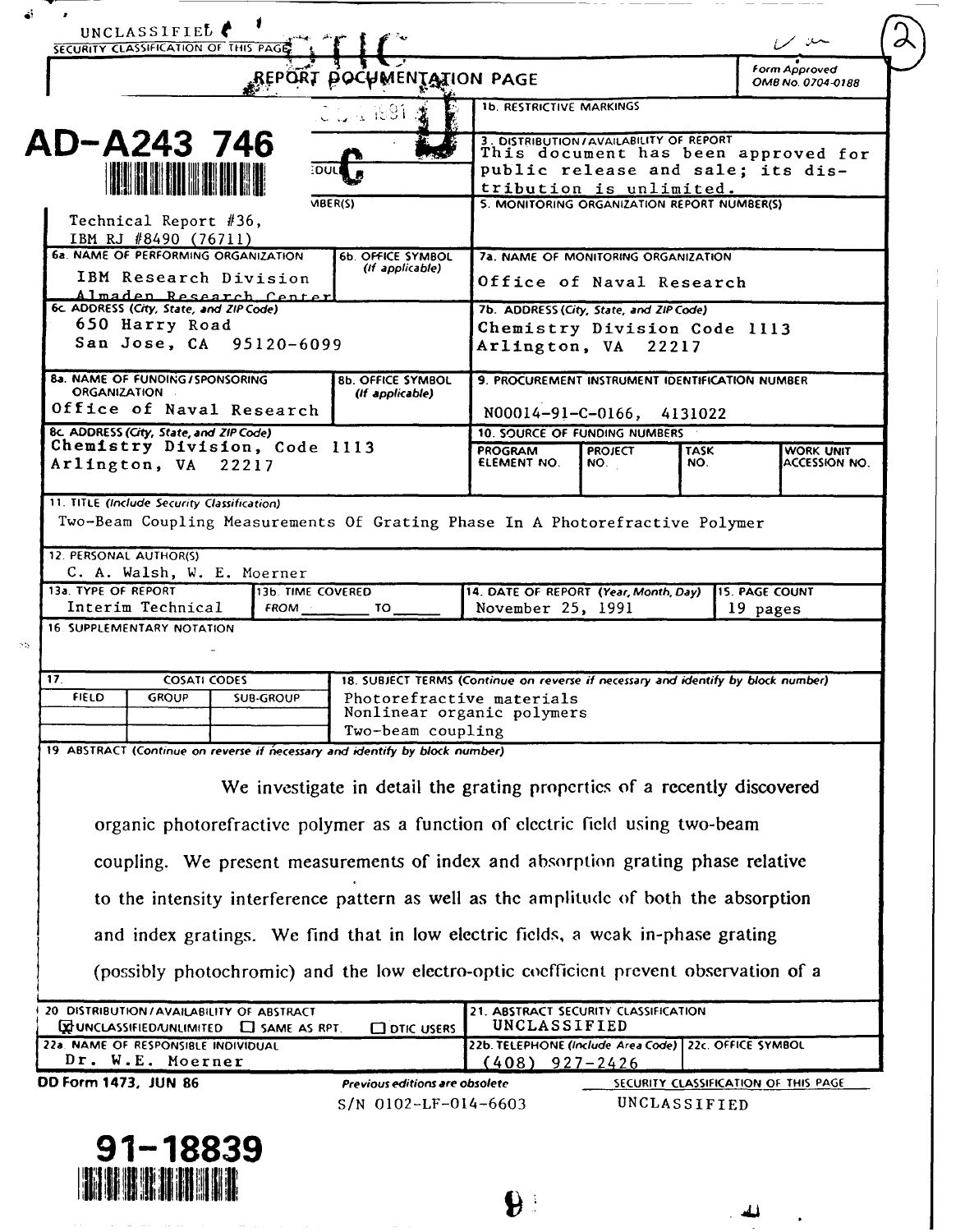UNCLASSIFIED

SECURITY CLASSIFICATION OF THIS PAGE

# REPORT DOCUMENTATION PAGE

Form Approved OMB No. 0704-0188

AD-A243 746

1b. RESTRICTIVE MARKINGS

3. DISTRIBUTION/AVAILABILITY OF REPORT
This document has been approved for public release and sale; its distribution is unlimited.

4. PERFORMING ORGANIZATION REPORT NUMBER(S)
Technical Report #36, IBM RJ #8490 (76711)

5. MONITORING ORGANIZATION REPORT NUMBER(S)

| 6a. NAME OF PERFORMING ORGANIZATION | 6b. OFFICE SYMBOL (If applicable) | 7a. NAME OF MONITORING ORGANIZATION |
|---|---|---|
| IBM Research Division Almaden Research Center | | Office of Naval Research |

| 6c. ADDRESS (City, State, and ZIP Code) | 7b. ADDRESS (City, State, and ZIP Code) |
|---|---|
| 650 Harry Road San Jose, CA 95120-6099 | Chemistry Division Code 1113 Arlington, VA 22217 |

| 8a. NAME OF FUNDING/SPONSORING ORGANIZATION | 8b. OFFICE SYMBOL (If applicable) | 9. PROCUREMENT INSTRUMENT IDENTIFICATION NUMBER |
|---|---|---|
| Office of Naval Research | | N00014-91-C-0166, 4131022 |

8c. ADDRESS (City, State, and ZIP Code)
Chemistry Division, Code 1113
Arlington, VA 22217

10. SOURCE OF FUNDING NUMBERS

| PROGRAM ELEMENT NO. | PROJECT NO. | TASK NO. | WORK UNIT ACCESSION NO. |
|---|---|---|---|
| | | | |

11. TITLE (Include Security Classification)
Two-Beam Coupling Measurements Of Grating Phase In A Photorefractive Polymer

12. PERSONAL AUTHOR(S)
C. A. Walsh, W. E. Moerner

| 13a. TYPE OF REPORT | 13b. TIME COVERED | 14. DATE OF REPORT (Year, Month, Day) | 15. PAGE COUNT |
|---|---|---|---|
| Interim Technical | FROM ____ TO ____ | November 25, 1991 | 19 pages |

16. SUPPLEMENTARY NOTATION

| 17. COSATI CODES | | | 18. SUBJECT TERMS (Continue on reverse if necessary and identify by block number) |
|---|---|---|---|
| FIELD | GROUP | SUB-GROUP | Photorefractive materials |
| | | | Nonlinear organic polymers |
| | | | Two-beam coupling |

19. ABSTRACT (Continue on reverse if necessary and identify by block number)

We investigate in detail the grating properties of a recently discovered organic photorefractive polymer as a function of electric field using two-beam coupling. We present measurements of index and absorption grating phase relative to the intensity interference pattern as well as the amplitude of both the absorption and index gratings. We find that in low electric fields, a weak in-phase grating (possibly photochromic) and the low electro-optic coefficient prevent observation of a

| 20. DISTRIBUTION/AVAILABILITY OF ABSTRACT | 21. ABSTRACT SECURITY CLASSIFICATION |
|---|---|
| ☒ UNCLASSIFIED/UNLIMITED ☐ SAME AS RPT. ☐ DTIC USERS | UNCLASSIFIED |

| 22a. NAME OF RESPONSIBLE INDIVIDUAL | 22b. TELEPHONE (Include Area Code) | 22c. OFFICE SYMBOL |
|---|---|---|
| Dr. W.E. Moerner | (408) 927-2426 | |

DD Form 1473, JUN 86 — Previous editions are obsolete. S/N 0102-LF-014-6603

SECURITY CLASSIFICATION OF THIS PAGE
UNCLASSIFIED

91-18839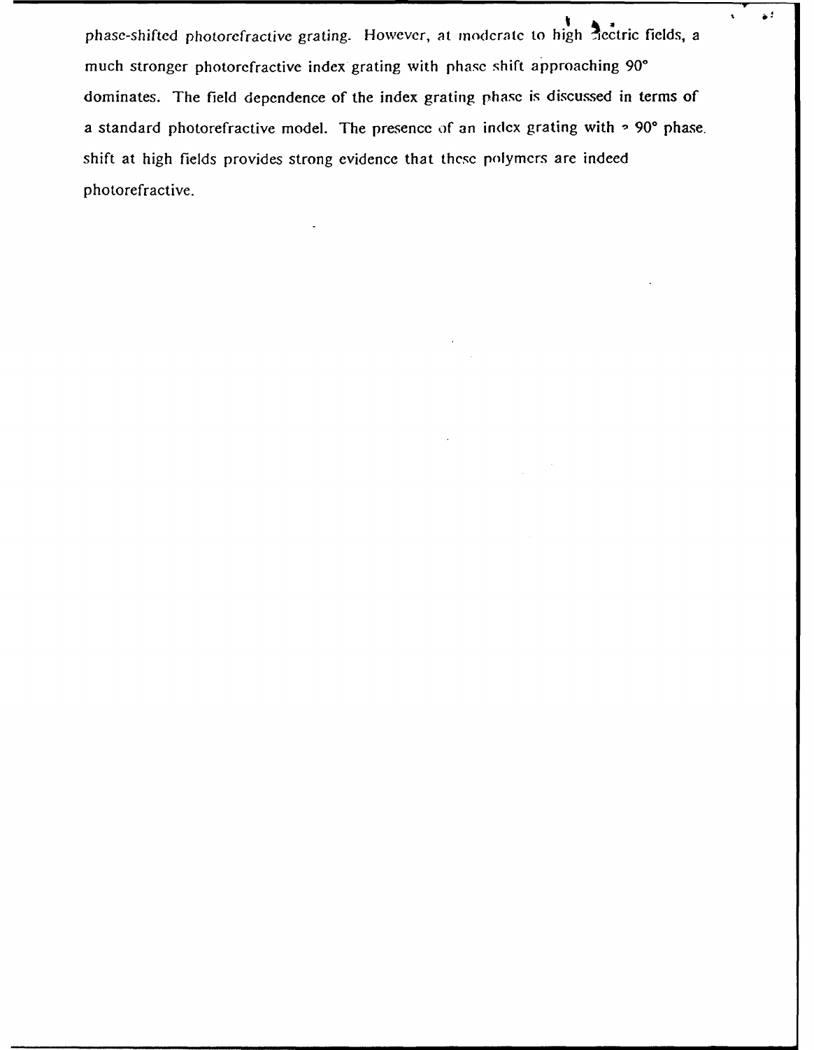phase-shifted photorefractive grating. However, at moderate to high electric fields, a much stronger photorefractive index grating with phase shift approaching 90° dominates. The field dependence of the index grating phase is discussed in terms of a standard photorefractive model. The presence of an index grating with ≈ 90° phase shift at high fields provides strong evidence that these polymers are indeed photorefractive.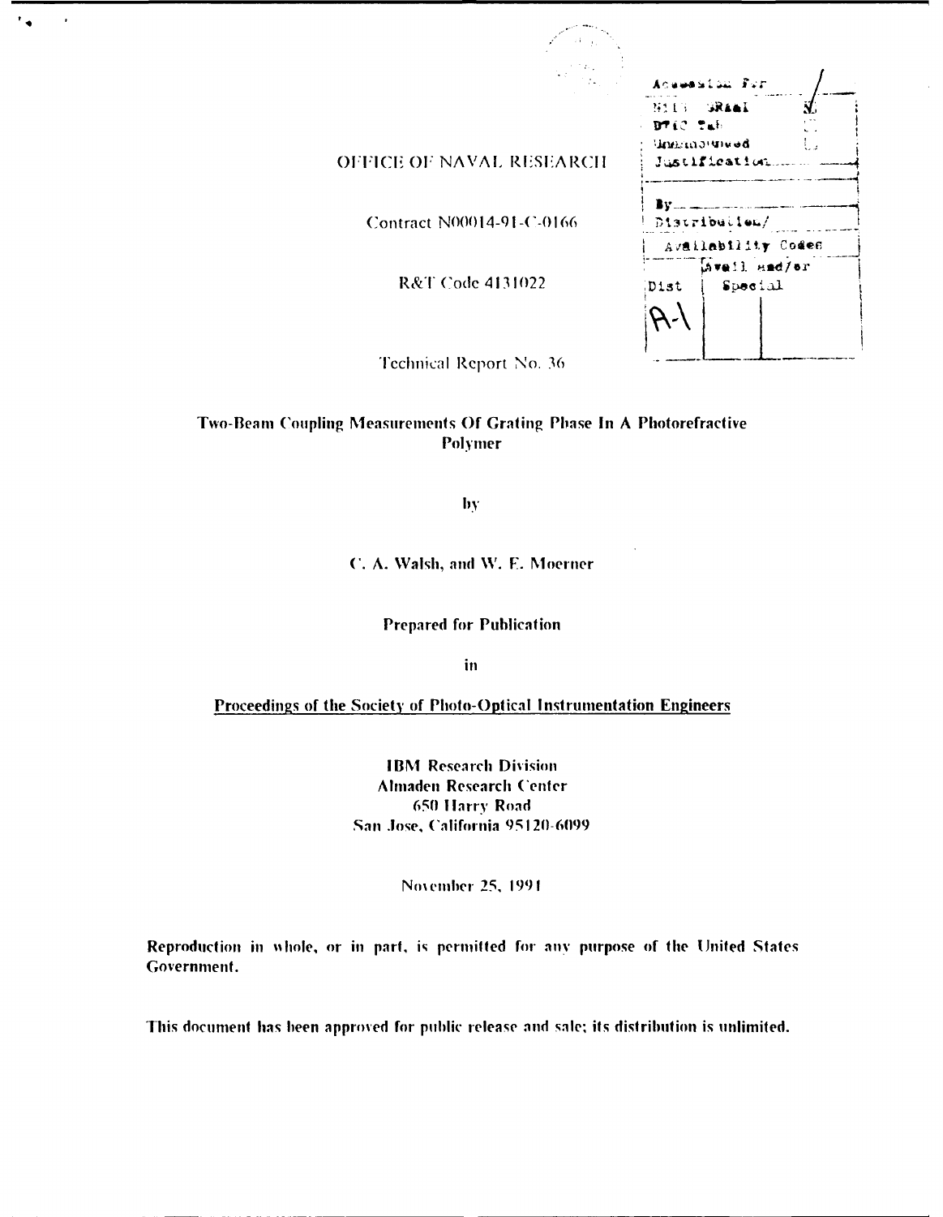OFFICE OF NAVAL RESEARCH

Contract N00014-91-C-0166

R&T Code 4131022

Technical Report No. 36

| Accession For | |
|---|---|
| NTIS GRA&I | ☑ |
| DTIC Tab | ☐ |
| Unannounced | ☐ |
| Justification | |
| By | |
| Distribution/ | |
| Availability Codes | |
| Dist | Avail and/or Special |
| A-1 | |

**Two-Beam Coupling Measurements Of Grating Phase In A Photorefractive Polymer**

by

C. A. Walsh, and W. E. Moerner

**Prepared for Publication**

in

**Proceedings of the Society of Photo-Optical Instrumentation Engineers**

**IBM Research Division**
**Almaden Research Center**
**650 Harry Road**
**San Jose, California 95120-6099**

November 25, 1991

**Reproduction in whole, or in part, is permitted for any purpose of the United States Government.**

**This document has been approved for public release and sale; its distribution is unlimited.**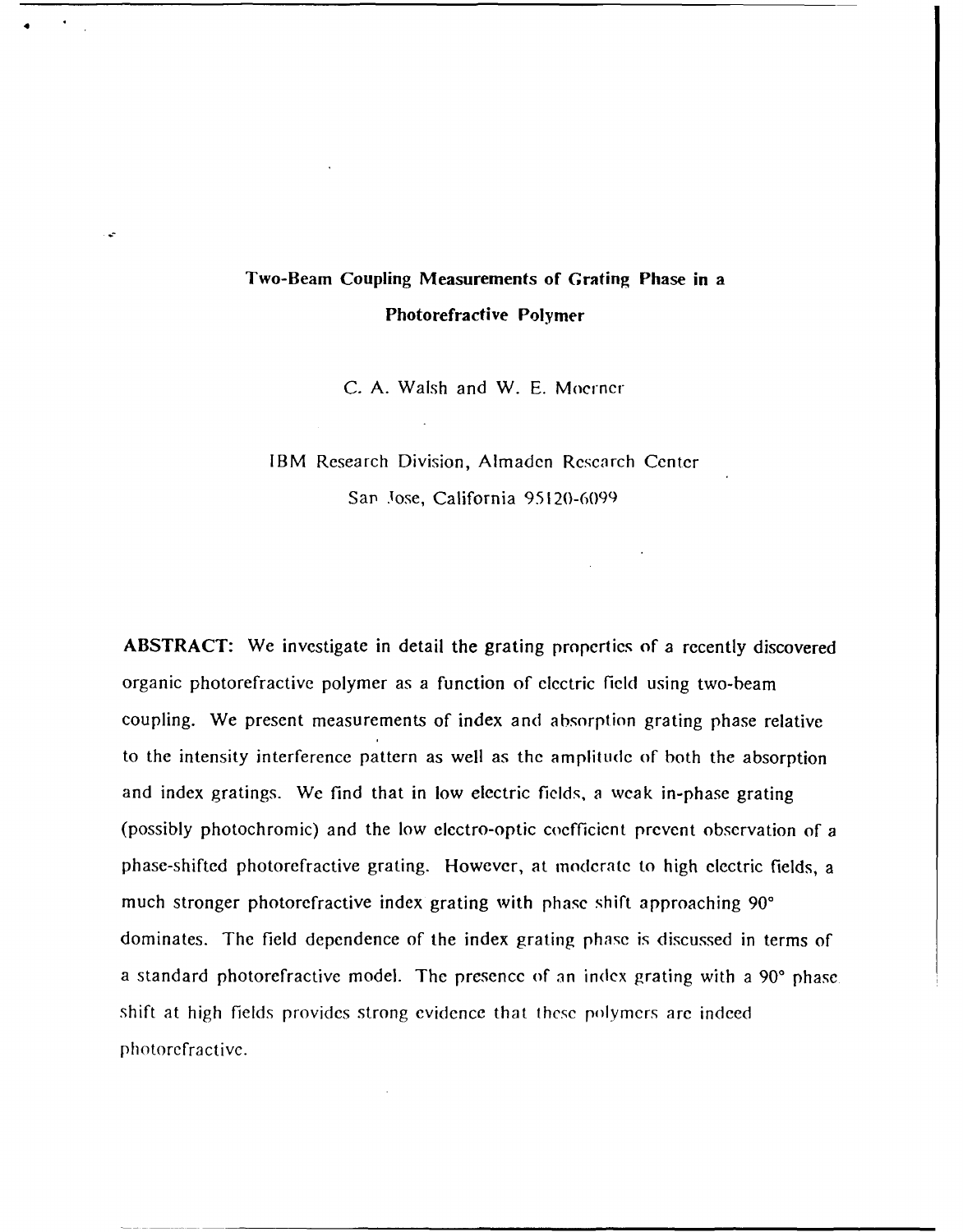# Two-Beam Coupling Measurements of Grating Phase in a Photorefractive Polymer

C. A. Walsh and W. E. Moerner

IBM Research Division, Almaden Research Center
San Jose, California 95120-6099

**ABSTRACT:** We investigate in detail the grating properties of a recently discovered organic photorefractive polymer as a function of electric field using two-beam coupling. We present measurements of index and absorption grating phase relative to the intensity interference pattern as well as the amplitude of both the absorption and index gratings. We find that in low electric fields, a weak in-phase grating (possibly photochromic) and the low electro-optic coefficient prevent observation of a phase-shifted photorefractive grating. However, at moderate to high electric fields, a much stronger photorefractive index grating with phase shift approaching 90° dominates. The field dependence of the index grating phase is discussed in terms of a standard photorefractive model. The presence of an index grating with a 90° phase shift at high fields provides strong evidence that these polymers are indeed photorefractive.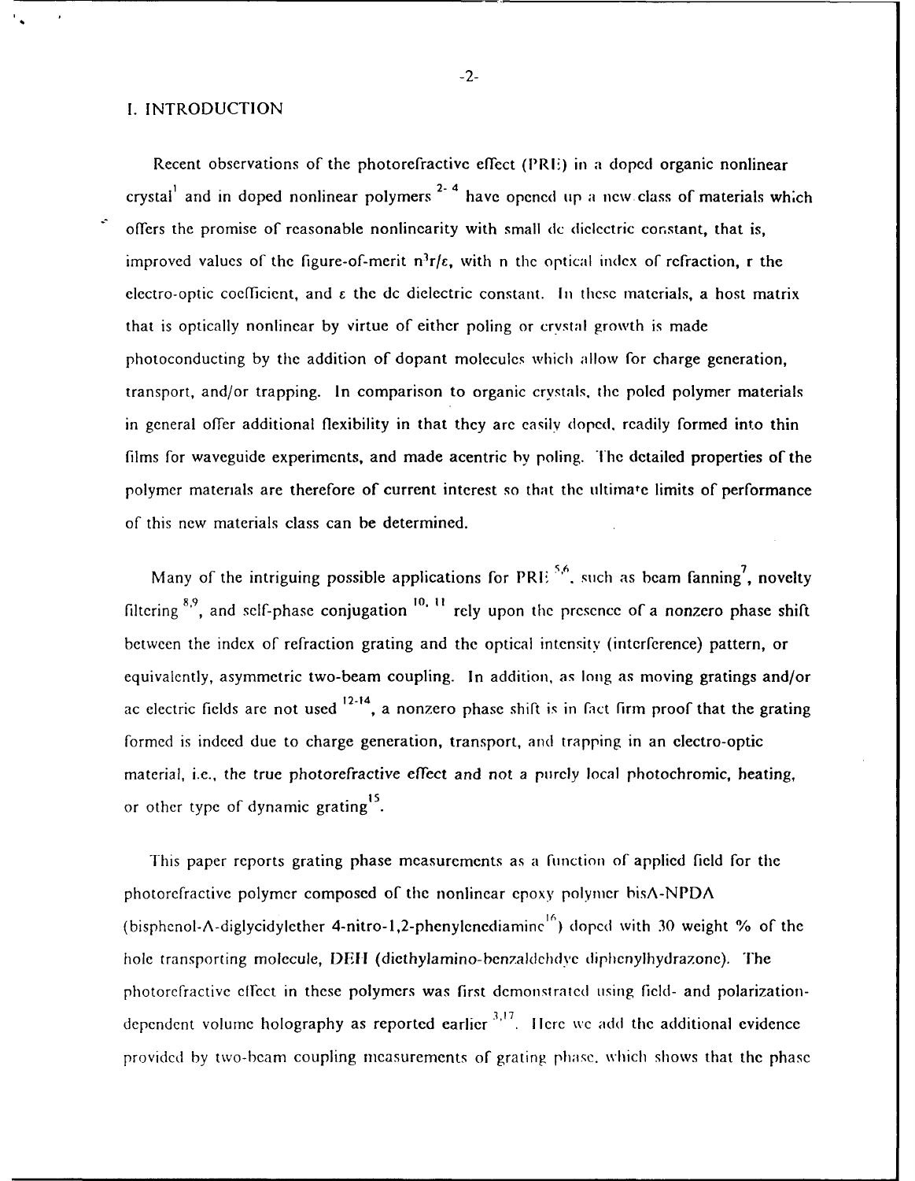## I. INTRODUCTION

Recent observations of the photorefractive effect (PRE) in a doped organic nonlinear crystal[1] and in doped nonlinear polymers [2-4] have opened up a new class of materials which offers the promise of reasonable nonlinearity with small dc dielectric constant, that is, improved values of the figure-of-merit $n^3r/\varepsilon$, with n the optical index of refraction, r the electro-optic coefficient, and $\varepsilon$ the dc dielectric constant. In these materials, a host matrix that is optically nonlinear by virtue of either poling or crystal growth is made photoconducting by the addition of dopant molecules which allow for charge generation, transport, and/or trapping. In comparison to organic crystals, the poled polymer materials in general offer additional flexibility in that they are easily doped, readily formed into thin films for waveguide experiments, and made acentric by poling. The detailed properties of the polymer materials are therefore of current interest so that the ultimate limits of performance of this new materials class can be determined.

Many of the intriguing possible applications for PRE [5,6], such as beam fanning[7], novelty filtering [8,9], and self-phase conjugation [10,11] rely upon the presence of a nonzero phase shift between the index of refraction grating and the optical intensity (interference) pattern, or equivalently, asymmetric two-beam coupling. In addition, as long as moving gratings and/or ac electric fields are not used [12-14], a nonzero phase shift is in fact firm proof that the grating formed is indeed due to charge generation, transport, and trapping in an electro-optic material, i.e., the true photorefractive effect and not a purely local photochromic, heating, or other type of dynamic grating[15].

This paper reports grating phase measurements as a function of applied field for the photorefractive polymer composed of the nonlinear epoxy polymer bisA-NPDA (bisphenol-A-diglycidylether 4-nitro-1,2-phenylenediamine[16]) doped with 30 weight % of the hole transporting molecule, DEH (diethylamino-benzaldehdye diphenylhydrazone). The photorefractive effect in these polymers was first demonstrated using field- and polarization-dependent volume holography as reported earlier [3,17]. Here we add the additional evidence provided by two-beam coupling measurements of grating phase, which shows that the phase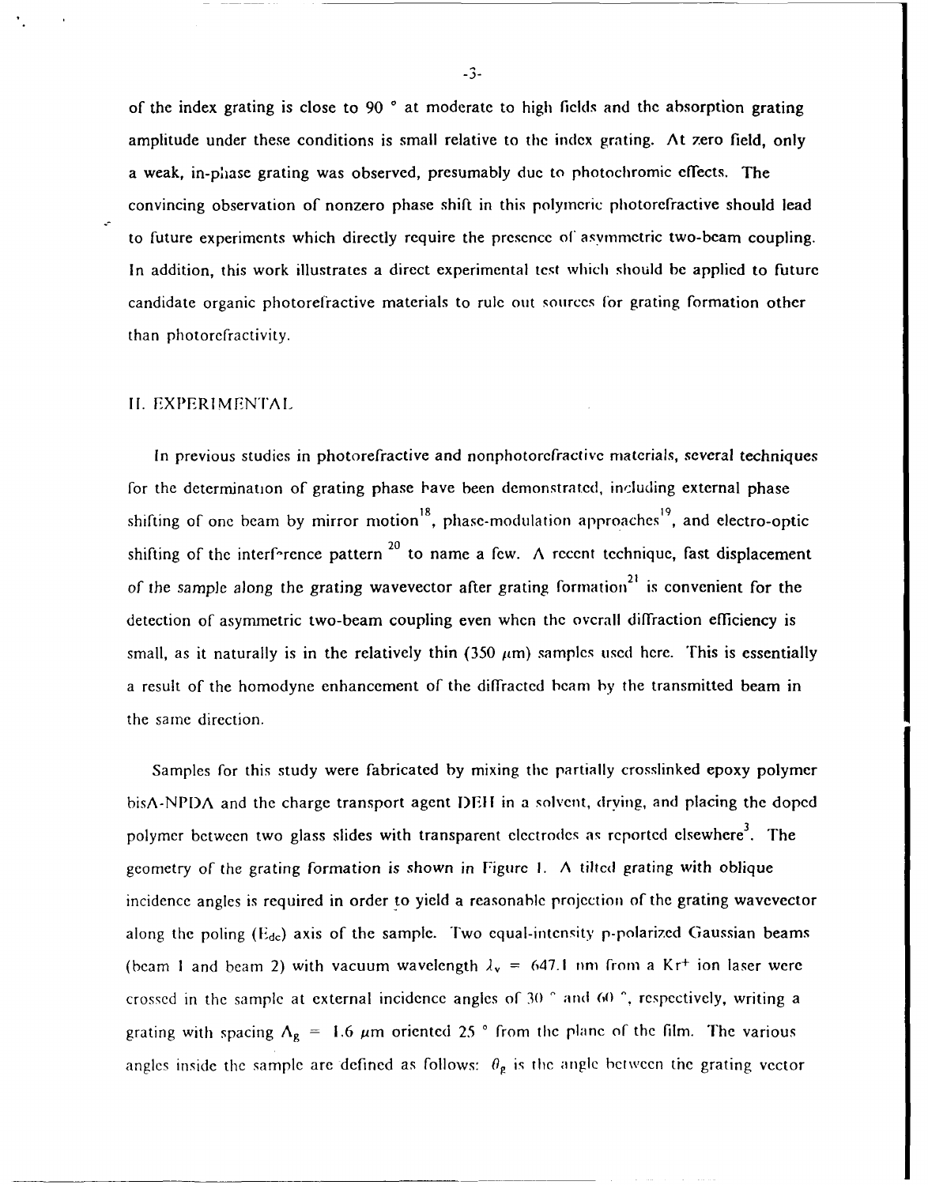of the index grating is close to 90 ° at moderate to high fields and the absorption grating amplitude under these conditions is small relative to the index grating. At zero field, only a weak, in-phase grating was observed, presumably due to photochromic effects. The convincing observation of nonzero phase shift in this polymeric photorefractive should lead to future experiments which directly require the presence of asymmetric two-beam coupling. In addition, this work illustrates a direct experimental test which should be applied to future candidate organic photorefractive materials to rule out sources for grating formation other than photorefractivity.

## II. EXPERIMENTAL

In previous studies in photorefractive and nonphotorefractive materials, several techniques for the determination of grating phase have been demonstrated, including external phase shifting of one beam by mirror motion[18], phase-modulation approaches[19], and electro-optic shifting of the interference pattern [20] to name a few. A recent technique, fast displacement of the sample along the grating wavevector after grating formation[21] is convenient for the detection of asymmetric two-beam coupling even when the overall diffraction efficiency is small, as it naturally is in the relatively thin (350 $\mu$m) samples used here. This is essentially a result of the homodyne enhancement of the diffracted beam by the transmitted beam in the same direction.

Samples for this study were fabricated by mixing the partially crosslinked epoxy polymer bisA-NPDA and the charge transport agent DEH in a solvent, drying, and placing the doped polymer between two glass slides with transparent electrodes as reported elsewhere[3]. The geometry of the grating formation is shown in Figure 1. A tilted grating with oblique incidence angles is required in order to yield a reasonable projection of the grating wavevector along the poling ($E_{dc}$) axis of the sample. Two equal-intensity p-polarized Gaussian beams (beam 1 and beam 2) with vacuum wavelength $\lambda_v$ = 647.1 nm from a $Kr^+$ ion laser were crossed in the sample at external incidence angles of 30 ° and 60 °, respectively, writing a grating with spacing $\Lambda_g$ = 1.6 $\mu$m oriented 25 ° from the plane of the film. The various angles inside the sample are defined as follows: $\theta_g$ is the angle between the grating vector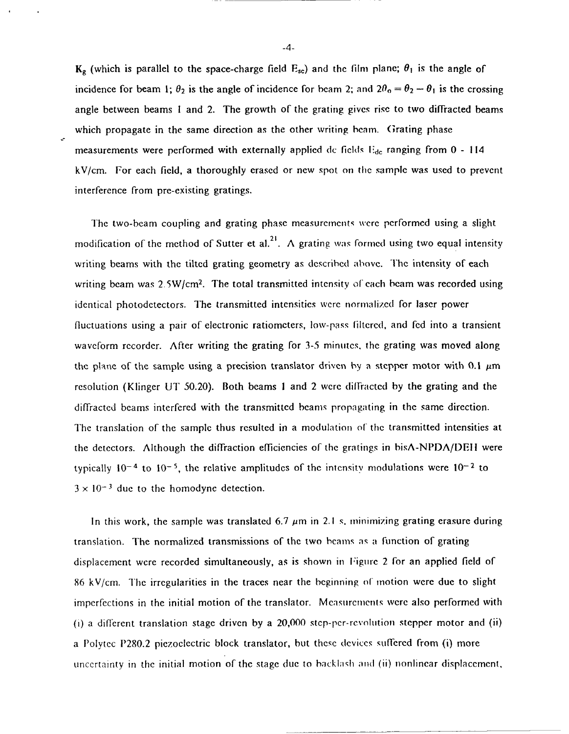$K_g$ (which is parallel to the space-charge field $E_{sc}$) and the film plane; $\theta_1$ is the angle of incidence for beam 1; $\theta_2$ is the angle of incidence for beam 2; and $2\theta_o = \theta_2 - \theta_1$ is the crossing angle between beams 1 and 2. The growth of the grating gives rise to two diffracted beams which propagate in the same direction as the other writing beam. Grating phase measurements were performed with externally applied dc fields $E_{dc}$ ranging from 0 - 114 kV/cm. For each field, a thoroughly erased or new spot on the sample was used to prevent interference from pre-existing gratings.

The two-beam coupling and grating phase measurements were performed using a slight modification of the method of Sutter et al.[21]. A grating was formed using two equal intensity writing beams with the tilted grating geometry as described above. The intensity of each writing beam was 2.5W/cm$^2$. The total transmitted intensity of each beam was recorded using identical photodetectors. The transmitted intensities were normalized for laser power fluctuations using a pair of electronic ratiometers, low-pass filtered, and fed into a transient waveform recorder. After writing the grating for 3-5 minutes, the grating was moved along the plane of the sample using a precision translator driven by a stepper motor with 0.1 $\mu$m resolution (Klinger UT 50.20). Both beams 1 and 2 were diffracted by the grating and the diffracted beams interfered with the transmitted beams propagating in the same direction. The translation of the sample thus resulted in a modulation of the transmitted intensities at the detectors. Although the diffraction efficiencies of the gratings in bisA-NPDA/DEH were typically $10^{-4}$ to $10^{-5}$, the relative amplitudes of the intensity modulations were $10^{-2}$ to $3 \times 10^{-3}$ due to the homodyne detection.

In this work, the sample was translated 6.7 $\mu$m in 2.1 s, minimizing grating erasure during translation. The normalized transmissions of the two beams as a function of grating displacement were recorded simultaneously, as is shown in Figure 2 for an applied field of 86 kV/cm. The irregularities in the traces near the beginning of motion were due to slight imperfections in the initial motion of the translator. Measurements were also performed with (i) a different translation stage driven by a 20,000 step-per-revolution stepper motor and (ii) a Polytec P280.2 piezoelectric block translator, but these devices suffered from (i) more uncertainty in the initial motion of the stage due to backlash and (ii) nonlinear displacement,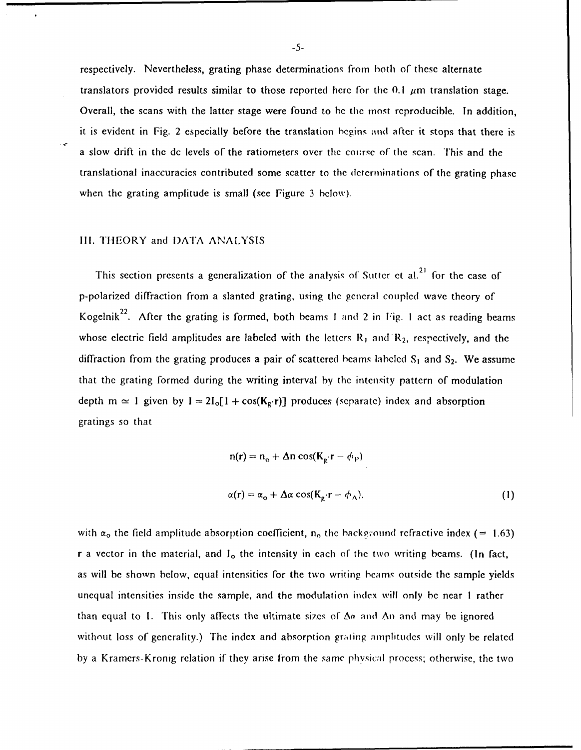respectively. Nevertheless, grating phase determinations from both of these alternate translators provided results similar to those reported here for the 0.1 $\mu$m translation stage. Overall, the scans with the latter stage were found to be the most reproducible. In addition, it is evident in Fig. 2 especially before the translation begins and after it stops that there is a slow drift in the dc levels of the ratiometers over the course of the scan. This and the translational inaccuracies contributed some scatter to the determinations of the grating phase when the grating amplitude is small (see Figure 3 below).

## III. THEORY and DATA ANALYSIS

This section presents a generalization of the analysis of Sutter et al.[21] for the case of p-polarized diffraction from a slanted grating, using the general coupled wave theory of Kogelnik[22]. After the grating is formed, both beams 1 and 2 in Fig. 1 act as reading beams whose electric field amplitudes are labeled with the letters $R_1$ and $R_2$, respectively, and the diffraction from the grating produces a pair of scattered beams labeled $S_1$ and $S_2$. We assume that the grating formed during the writing interval by the intensity pattern of modulation depth $m \simeq 1$ given by $I = 2I_o[1 + \cos(\mathbf{K}_g \cdot \mathbf{r})]$ produces (separate) index and absorption gratings so that

$$n(\mathbf{r}) = n_o + \Delta n \cos(\mathbf{K}_g \cdot \mathbf{r} - \phi_P)$$

$$\alpha(\mathbf{r}) = \alpha_o + \Delta \alpha \cos(\mathbf{K}_g \cdot \mathbf{r} - \phi_A). \tag{1}$$

with $\alpha_o$ the field amplitude absorption coefficient, $n_o$ the background refractive index (= 1.63) $\mathbf{r}$ a vector in the material, and $I_o$ the intensity in each of the two writing beams. (In fact, as will be shown below, equal intensities for the two writing beams outside the sample yields unequal intensities inside the sample, and the modulation index will only be near 1 rather than equal to 1. This only affects the ultimate sizes of $\Delta\alpha$ and $\Delta n$ and may be ignored without loss of generality.) The index and absorption grating amplitudes will only be related by a Kramers-Kronig relation if they arise from the same physical process; otherwise, the two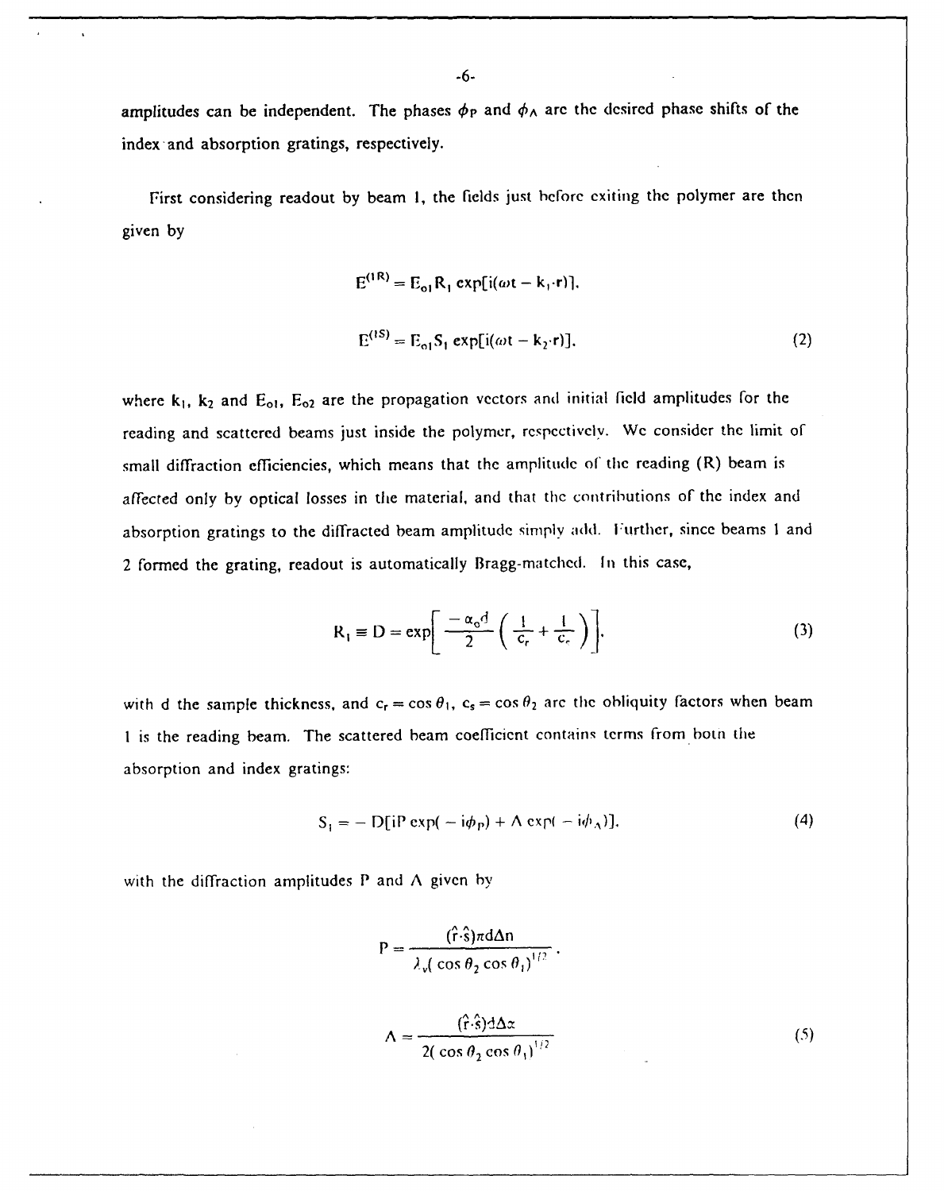amplitudes can be independent. The phases $\phi_P$ and $\phi_A$ are the desired phase shifts of the index and absorption gratings, respectively.

First considering readout by beam 1, the fields just before exiting the polymer are then given by

$$E^{(1R)} = E_{o1} R_1 \exp[i(\omega t - k_1 \cdot r)],$$

$$E^{(1S)} = E_{o1} S_1 \exp[i(\omega t - k_2 \cdot r)], \tag{2}$$

where $k_1$, $k_2$ and $E_{o1}$, $E_{o2}$ are the propagation vectors and initial field amplitudes for the reading and scattered beams just inside the polymer, respectively. We consider the limit of small diffraction efficiencies, which means that the amplitude of the reading (R) beam is affected only by optical losses in the material, and that the contributions of the index and absorption gratings to the diffracted beam amplitude simply add. Further, since beams 1 and 2 formed the grating, readout is automatically Bragg-matched. In this case,

$$R_1 \equiv D = \exp\left[\frac{-\alpha_o d}{2}\left(\frac{1}{c_r} + \frac{1}{c_s}\right)\right], \tag{3}$$

with d the sample thickness, and $c_r = \cos\theta_1$, $c_s = \cos\theta_2$ are the obliquity factors when beam 1 is the reading beam. The scattered beam coefficient contains terms from both the absorption and index gratings:

$$S_1 = -D[iP\exp(-i\phi_P) + \Lambda\exp(-i\phi_\Lambda)], \tag{4}$$

with the diffraction amplitudes P and $\Lambda$ given by

$$P = \frac{(\hat{r}\cdot\hat{s})\pi d\Delta n}{\lambda_v(\cos\theta_2\cos\theta_1)^{1/2}},$$

$$\Lambda = \frac{(\hat{r}\cdot\hat{s})d\Delta\alpha}{2(\cos\theta_2\cos\theta_1)^{1/2}} \tag{5}$$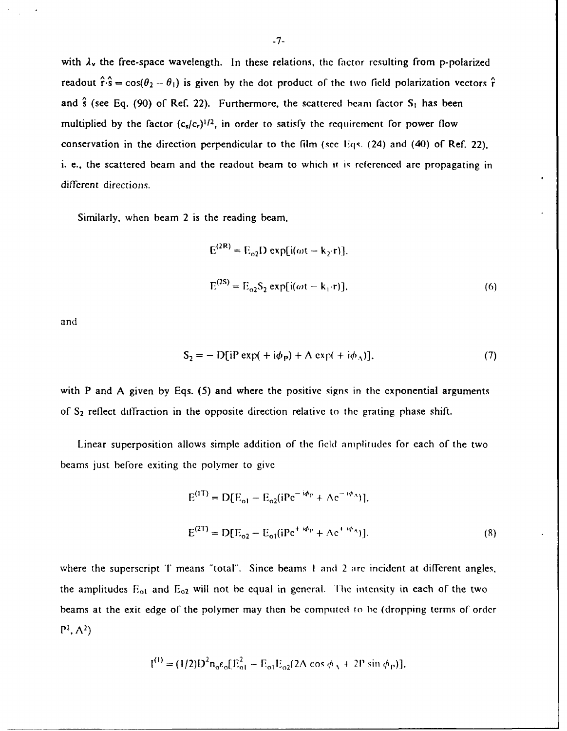with $\lambda_v$ the free-space wavelength. In these relations, the factor resulting from p-polarized readout $\hat{r}\cdot\hat{s} = \cos(\theta_2 - \theta_1)$ is given by the dot product of the two field polarization vectors $\hat{r}$ and $\hat{s}$ (see Eq. (90) of Ref. 22). Furthermore, the scattered beam factor $S_1$ has been multiplied by the factor $(c_s/c_r)^{1/2}$, in order to satisfy the requirement for power flow conservation in the direction perpendicular to the film (see Eqs. (24) and (40) of Ref. 22), i. e., the scattered beam and the readout beam to which it is referenced are propagating in different directions.

Similarly, when beam 2 is the reading beam,

$$E^{(2R)} = E_{o2}D\exp[i(\omega t - k_2\cdot r)],$$

$$E^{(2S)} = E_{o2}S_2\exp[i(\omega t - k_1\cdot r)], \tag{6}$$

and

$$S_2 = -D[iP\exp(+i\phi_P) + A\exp(+i\phi_A)], \tag{7}$$

with P and A given by Eqs. (5) and where the positive signs in the exponential arguments of $S_2$ reflect diffraction in the opposite direction relative to the grating phase shift.

Linear superposition allows simple addition of the field amplitudes for each of the two beams just before exiting the polymer to give

$$E^{(1T)} = D[E_{o1} - E_{o2}(iPe^{-i\phi_P} + Ae^{-i\phi_A})],$$

$$E^{(2T)} = D[E_{o2} - E_{o1}(iPe^{+i\phi_P} + Ae^{+i\phi_A})], \tag{8}$$

where the superscript T means "total". Since beams 1 and 2 are incident at different angles, the amplitudes $E_{o1}$ and $E_{o2}$ will not be equal in general. The intensity in each of the two beams at the exit edge of the polymer may then be computed to be (dropping terms of order $P^2, A^2$)

$$I^{(1)} = (1/2)D^2 n_o\epsilon_o[E_{o1}^2 - E_{o1}E_{o2}(2A\cos\phi_A + 2P\sin\phi_P)],$$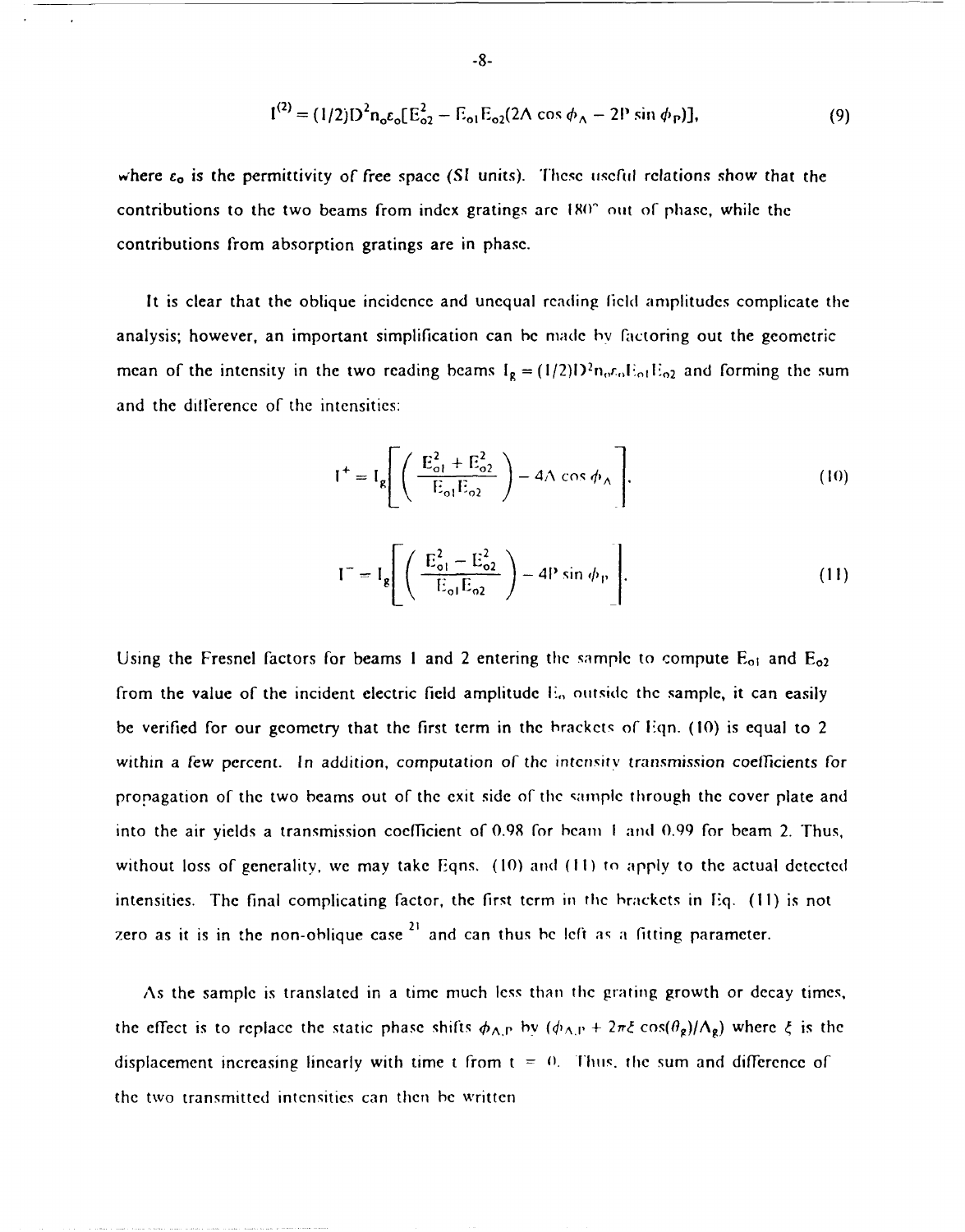$$I^{(2)} = (1/2)D^2 n_o \varepsilon_o [E_{o2}^2 - E_{o1}E_{o2}(2A\cos\phi_A - 2P\sin\phi_P)], \tag{9}$$

where $\varepsilon_o$ is the permittivity of free space (SI units). These useful relations show that the contributions to the two beams from index gratings are 180° out of phase, while the contributions from absorption gratings are in phase.

It is clear that the oblique incidence and unequal reading field amplitudes complicate the analysis; however, an important simplification can be made by factoring out the geometric mean of the intensity in the two reading beams $I_g = (1/2)D^2 n_o \varepsilon_o E_{o1} E_{o2}$ and forming the sum and the difference of the intensities:

$$I^+ = I_g\left[\left(\frac{E_{o1}^2 + E_{o2}^2}{E_{o1}E_{o2}}\right) - 4A\cos\phi_A\right]. \tag{10}$$

$$I^- = I_g\left[\left(\frac{E_{o1}^2 - E_{o2}^2}{E_{o1}E_{o2}}\right) - 4P\sin\phi_P\right]. \tag{11}$$

Using the Fresnel factors for beams 1 and 2 entering the sample to compute $E_{o1}$ and $E_{o2}$ from the value of the incident electric field amplitude $E_o$ outside the sample, it can easily be verified for our geometry that the first term in the brackets of Eqn. (10) is equal to 2 within a few percent. In addition, computation of the intensity transmission coefficients for propagation of the two beams out of the exit side of the sample through the cover plate and into the air yields a transmission coefficient of 0.98 for beam 1 and 0.99 for beam 2. Thus, without loss of generality, we may take Eqns. (10) and (11) to apply to the actual detected intensities. The final complicating factor, the first term in the brackets in Eq. (11) is not zero as it is in the non-oblique case [21] and can thus be left as a fitting parameter.

As the sample is translated in a time much less than the grating growth or decay times, the effect is to replace the static phase shifts $\phi_{A,P}$ by $(\phi_{A,P} + 2\pi\xi\cos(\theta_g)/\Lambda_g)$ where $\xi$ is the displacement increasing linearly with time t from t = 0. Thus, the sum and difference of the two transmitted intensities can then be written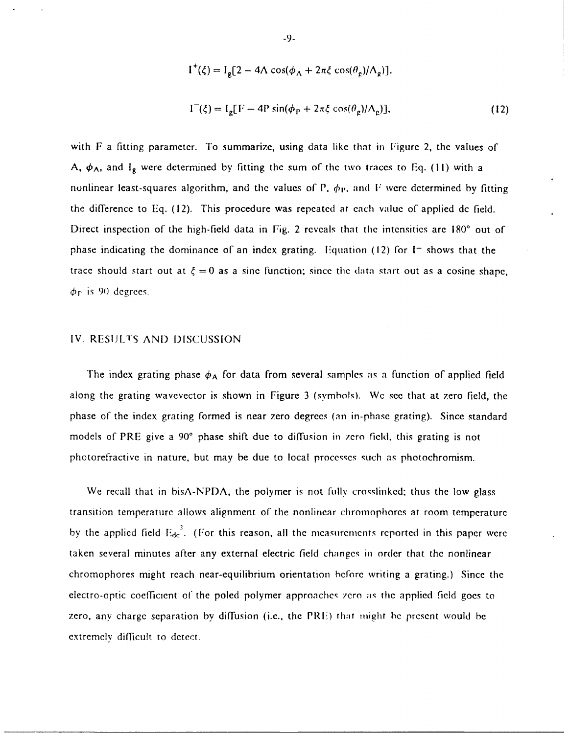$$I^{+}(\xi) = I_g[2 - 4A\cos(\phi_A + 2\pi\xi\cos(\theta_g)/\Lambda_g)],$$

$$I^{-}(\xi) = I_g[F - 4P\sin(\phi_P + 2\pi\xi\cos(\theta_g)/\Lambda_g)], \tag{12}$$

with F a fitting parameter. To summarize, using data like that in Figure 2, the values of A, $\phi_A$, and $I_g$ were determined by fitting the sum of the two traces to Eq. (11) with a nonlinear least-squares algorithm, and the values of P, $\phi_P$, and F were determined by fitting the difference to Eq. (12). This procedure was repeated at each value of applied dc field. Direct inspection of the high-field data in Fig. 2 reveals that the intensities are 180° out of phase indicating the dominance of an index grating. Equation (12) for $I^-$ shows that the trace should start out at $\xi = 0$ as a sine function; since the data start out as a cosine shape, $\phi_P$ is 90 degrees.

## IV. RESULTS AND DISCUSSION

The index grating phase $\phi_A$ for data from several samples as a function of applied field along the grating wavevector is shown in Figure 3 (symbols). We see that at zero field, the phase of the index grating formed is near zero degrees (an in-phase grating). Since standard models of PRE give a 90° phase shift due to diffusion in zero field, this grating is not photorefractive in nature, but may be due to local processes such as photochromism.

We recall that in bisA-NPDA, the polymer is not fully crosslinked; thus the low glass transition temperature allows alignment of the nonlinear chromophores at room temperature by the applied field $E_{dc}$[3]. (For this reason, all the measurements reported in this paper were taken several minutes after any external electric field changes in order that the nonlinear chromophores might reach near-equilibrium orientation before writing a grating.) Since the electro-optic coefficient of the poled polymer approaches zero as the applied field goes to zero, any charge separation by diffusion (i.e., the PRE) that might be present would be extremely difficult to detect.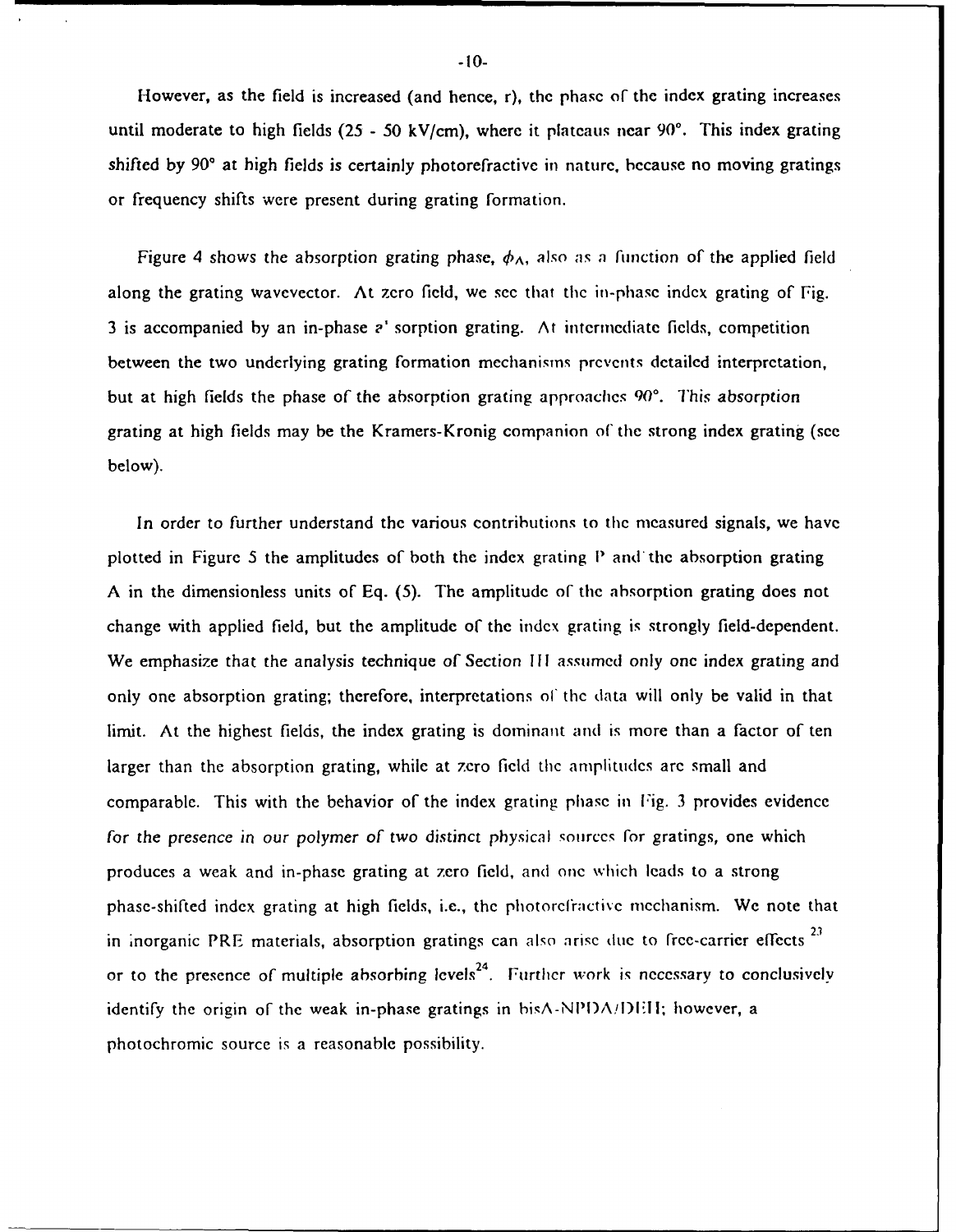However, as the field is increased (and hence, r), the phase of the index grating increases until moderate to high fields (25 - 50 kV/cm), where it plateaus near 90°. This index grating shifted by 90° at high fields is certainly photorefractive in nature, because no moving gratings or frequency shifts were present during grating formation.

Figure 4 shows the absorption grating phase, $\phi_A$, also as a function of the applied field along the grating wavevector. At zero field, we see that the in-phase index grating of Fig. 3 is accompanied by an in-phase absorption grating. At intermediate fields, competition between the two underlying grating formation mechanisms prevents detailed interpretation, but at high fields the phase of the absorption grating approaches 90°. This absorption grating at high fields may be the Kramers-Kronig companion of the strong index grating (see below).

In order to further understand the various contributions to the measured signals, we have plotted in Figure 5 the amplitudes of both the index grating P and the absorption grating A in the dimensionless units of Eq. (5). The amplitude of the absorption grating does not change with applied field, but the amplitude of the index grating is strongly field-dependent. We emphasize that the analysis technique of Section III assumed only one index grating and only one absorption grating; therefore, interpretations of the data will only be valid in that limit. At the highest fields, the index grating is dominant and is more than a factor of ten larger than the absorption grating, while at zero field the amplitudes are small and comparable. This with the behavior of the index grating phase in Fig. 3 provides evidence for the presence in our polymer of two distinct physical sources for gratings, one which produces a weak and in-phase grating at zero field, and one which leads to a strong phase-shifted index grating at high fields, i.e., the photorefractive mechanism. We note that in inorganic PRE materials, absorption gratings can also arise due to free-carrier effects [23] or to the presence of multiple absorbing levels[24]. Further work is necessary to conclusively identify the origin of the weak in-phase gratings in bisA-NPDA/DEH; however, a photochromic source is a reasonable possibility.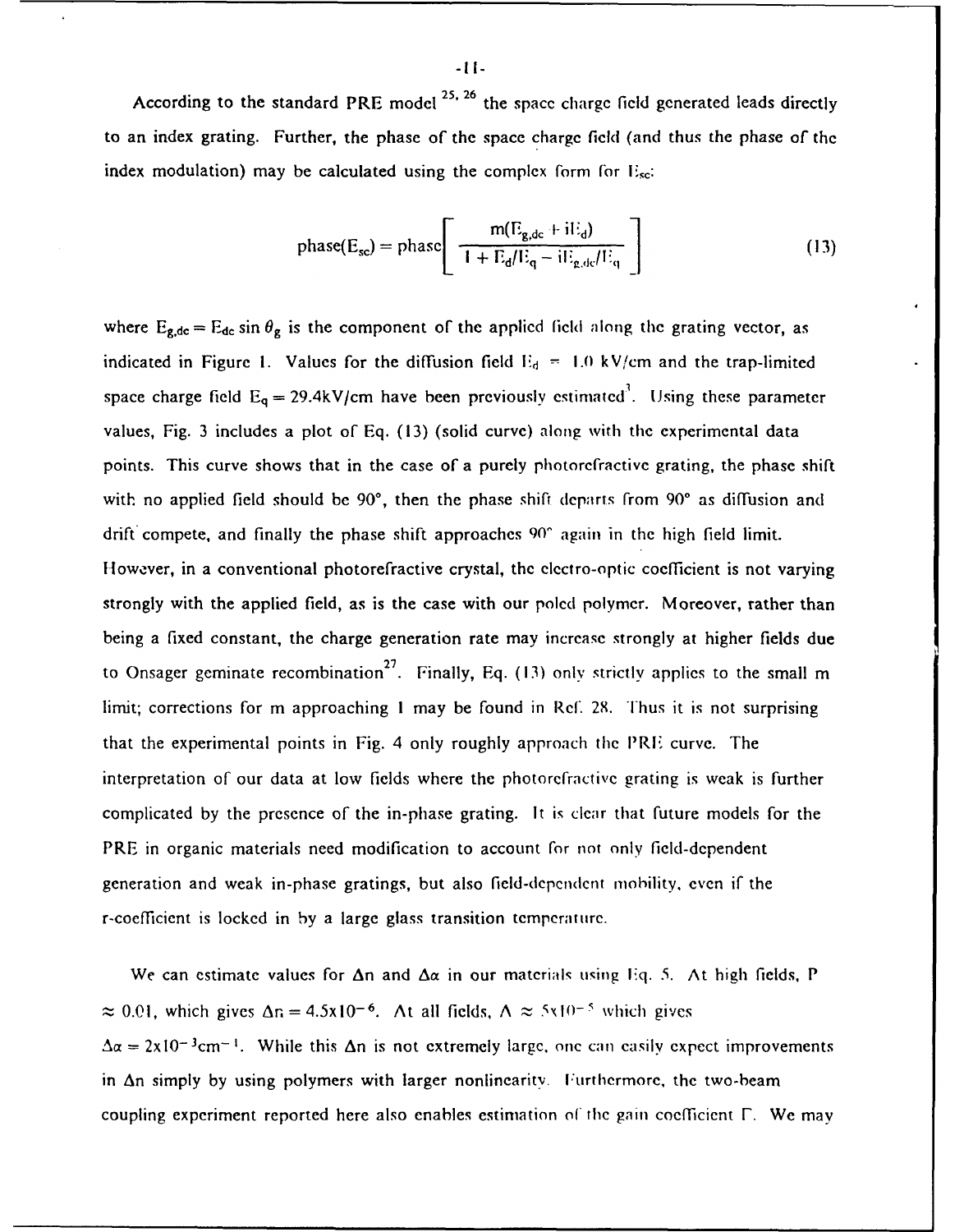According to the standard PRE model[25, 26] the space charge field generated leads directly to an index grating. Further, the phase of the space charge field (and thus the phase of the index modulation) may be calculated using the complex form for $E_{sc}$:

$$\text{phase}(E_{sc}) = \text{phase}\left[ \frac{m(E_{g,dc} + iE_d)}{1 + E_d/E_q - iE_{g,dc}/E_q} \right] \tag{13}$$

where $E_{g,dc} = E_{dc} \sin \theta_g$ is the component of the applied field along the grating vector, as indicated in Figure 1. Values for the diffusion field $E_d = 1.0$ kV/cm and the trap-limited space charge field $E_q = 29.4$kV/cm have been previously estimated[3]. Using these parameter values, Fig. 3 includes a plot of Eq. (13) (solid curve) along with the experimental data points. This curve shows that in the case of a purely photorefractive grating, the phase shift with no applied field should be 90°, then the phase shift departs from 90° as diffusion and drift compete, and finally the phase shift approaches 90° again in the high field limit. However, in a conventional photorefractive crystal, the electro-optic coefficient is not varying strongly with the applied field, as is the case with our poled polymer. Moreover, rather than being a fixed constant, the charge generation rate may increase strongly at higher fields due to Onsager geminate recombination[27]. Finally, Eq. (13) only strictly applies to the small m limit; corrections for m approaching 1 may be found in Ref. 28. Thus it is not surprising that the experimental points in Fig. 4 only roughly approach the PRE curve. The interpretation of our data at low fields where the photorefractive grating is weak is further complicated by the presence of the in-phase grating. It is clear that future models for the PRE in organic materials need modification to account for not only field-dependent generation and weak in-phase gratings, but also field-dependent mobility, even if the r-coefficient is locked in by a large glass transition temperature.

We can estimate values for $\Delta n$ and $\Delta\alpha$ in our materials using Eq. 5. At high fields, $P \approx 0.01$, which gives $\Delta n = 4.5\times10^{-6}$. At all fields, $\Lambda \approx 5\times10^{-5}$ which gives $\Delta\alpha = 2\times10^{-3}\text{cm}^{-1}$. While this $\Delta n$ is not extremely large, one can easily expect improvements in $\Delta n$ simply by using polymers with larger nonlinearity. Furthermore, the two-beam coupling experiment reported here also enables estimation of the gain coefficient $\Gamma$. We may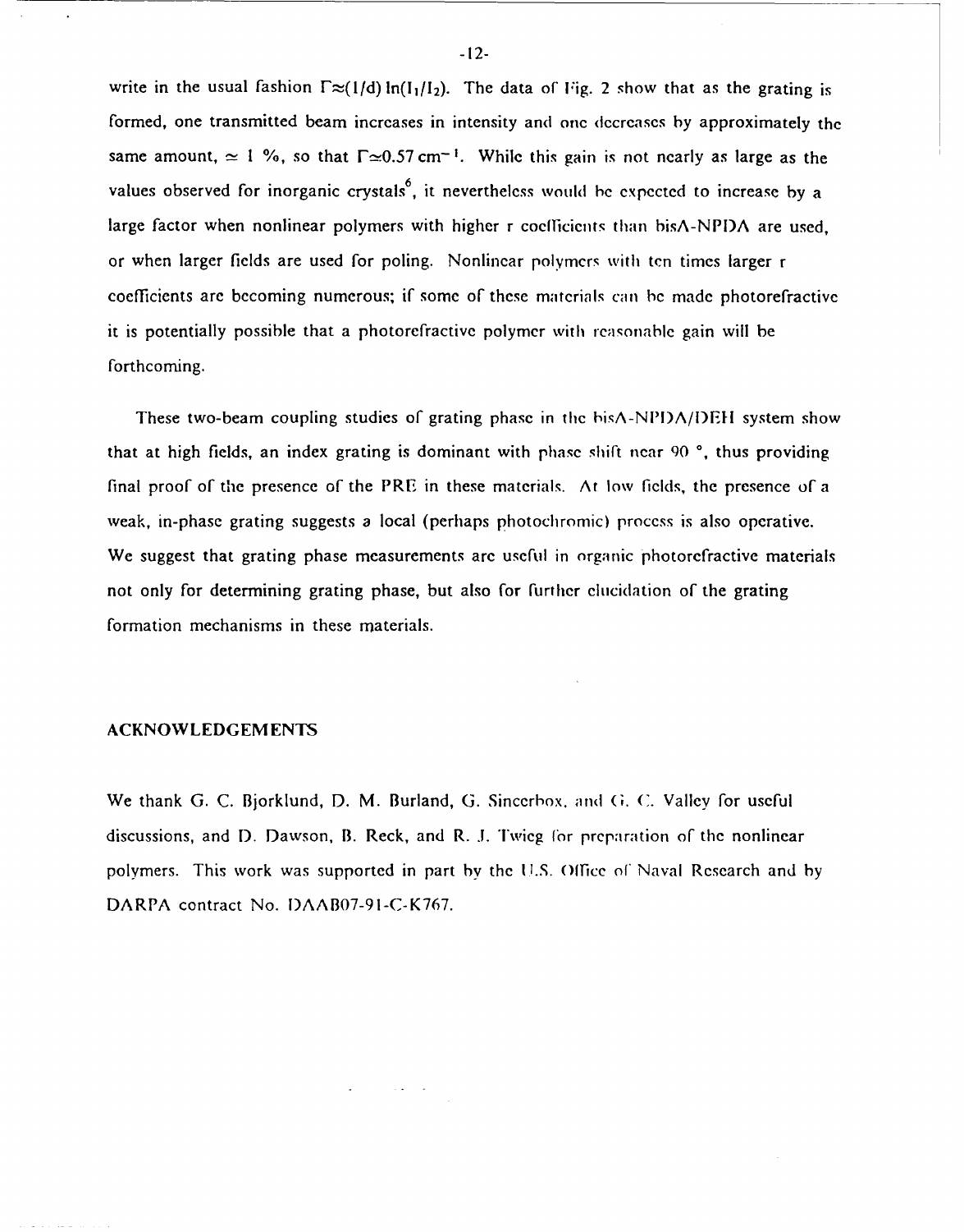write in the usual fashion $\Gamma \approx (1/d)\ln(I_1/I_2)$. The data of Fig. 2 show that as the grating is formed, one transmitted beam increases in intensity and one decreases by approximately the same amount, $\simeq 1$ %, so that $\Gamma \simeq 0.57\,cm^{-1}$. While this gain is not nearly as large as the values observed for inorganic crystals[6], it nevertheless would be expected to increase by a large factor when nonlinear polymers with higher r coefficients than bisA-NPDA are used, or when larger fields are used for poling. Nonlinear polymers with ten times larger r coefficients are becoming numerous; if some of these materials can be made photorefractive it is potentially possible that a photorefractive polymer with reasonable gain will be forthcoming.

These two-beam coupling studies of grating phase in the bisA-NPDA/DEH system show that at high fields, an index grating is dominant with phase shift near 90 °, thus providing final proof of the presence of the PRE in these materials. At low fields, the presence of a weak, in-phase grating suggests a local (perhaps photochromic) process is also operative. We suggest that grating phase measurements are useful in organic photorefractive materials not only for determining grating phase, but also for further elucidation of the grating formation mechanisms in these materials.

## ACKNOWLEDGEMENTS

We thank G. C. Bjorklund, D. M. Burland, G. Sincerbox, and G. C. Valley for useful discussions, and D. Dawson, B. Reck, and R. J. Twieg for preparation of the nonlinear polymers. This work was supported in part by the U.S. Office of Naval Research and by DARPA contract No. DAAB07-91-C-K767.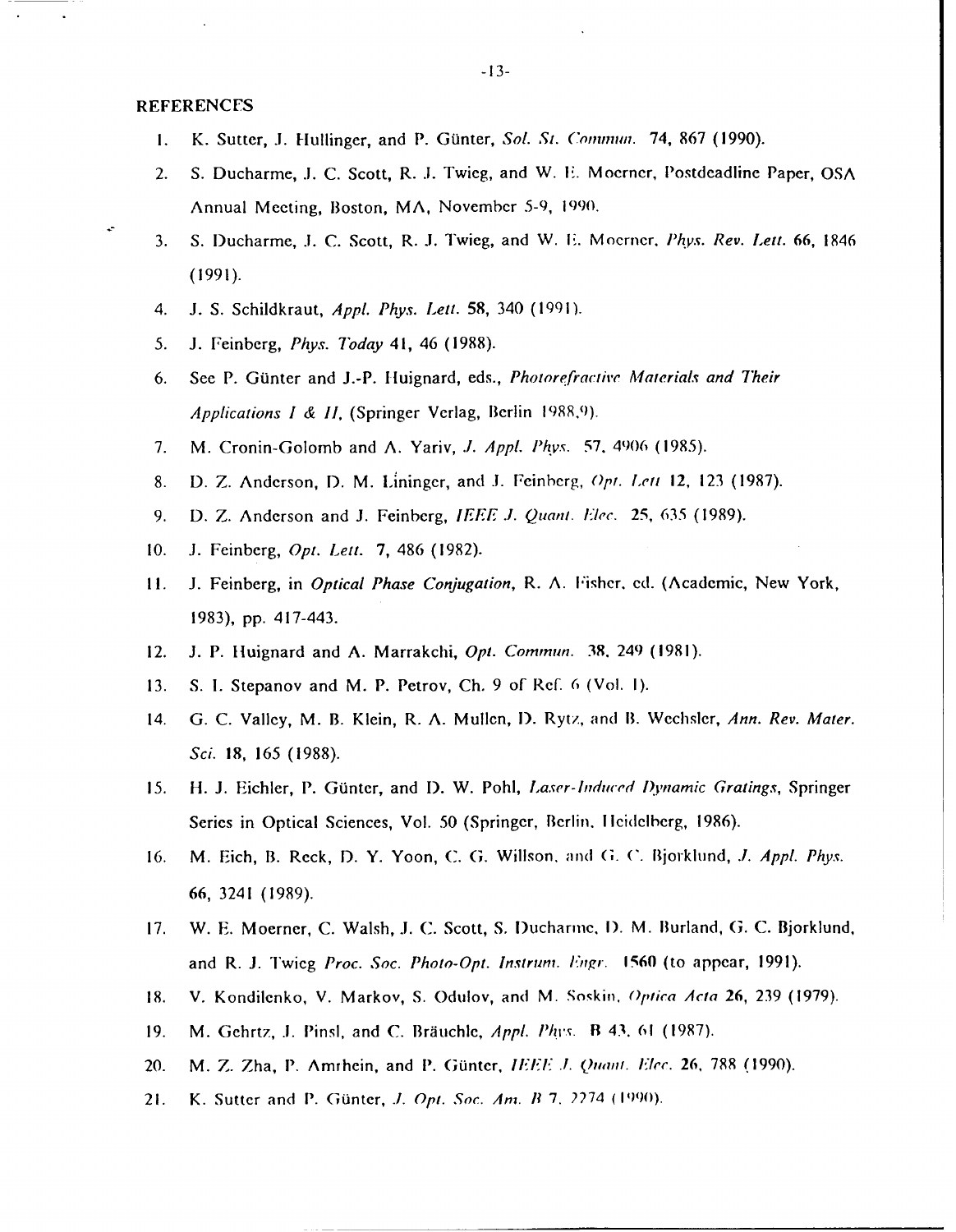## REFERENCES

1. K. Sutter, J. Hullinger, and P. Günter, *Sol. St. Commun.* 74, 867 (1990).
2. S. Ducharme, J. C. Scott, R. J. Twieg, and W. E. Moerner, Postdeadline Paper, OSA Annual Meeting, Boston, MA, November 5-9, 1990.
3. S. Ducharme, J. C. Scott, R. J. Twieg, and W. E. Moerner, *Phys. Rev. Lett.* 66, 1846 (1991).
4. J. S. Schildkraut, *Appl. Phys. Lett.* **58**, 340 (1991).
5. J. Feinberg, *Phys. Today* 41, 46 (1988).
6. See P. Günter and J.-P. Huignard, eds., *Photorefractive Materials and Their Applications I & II*, (Springer Verlag, Berlin 1988,9).
7. M. Cronin-Golomb and A. Yariv, *J. Appl. Phys.* 57, 4906 (1985).
8. D. Z. Anderson, D. M. Lininger, and J. Feinberg, *Opt. Lett* **12**, 123 (1987).
9. D. Z. Anderson and J. Feinberg, *IEEE J. Quant. Elec.* 25, 635 (1989).
10. J. Feinberg, *Opt. Lett.* **7**, 486 (1982).
11. J. Feinberg, in *Optical Phase Conjugation*, R. A. Fisher, ed. (Academic, New York, 1983), pp. 417-443.
12. J. P. Huignard and A. Marrakchi, *Opt. Commun.* 38, 249 (1981).
13. S. I. Stepanov and M. P. Petrov, Ch. 9 of Ref. 6 (Vol. I).
14. G. C. Valley, M. B. Klein, R. A. Mullen, D. Rytz, and B. Wechsler, *Ann. Rev. Mater. Sci.* **18**, 165 (1988).
15. H. J. Eichler, P. Günter, and D. W. Pohl, *Laser-Induced Dynamic Gratings*, Springer Series in Optical Sciences, Vol. 50 (Springer, Berlin, Heidelberg, 1986).
16. M. Eich, B. Reck, D. Y. Yoon, C. G. Willson, and G. C. Bjorklund, *J. Appl. Phys.* **66**, 3241 (1989).
17. W. E. Moerner, C. Walsh, J. C. Scott, S. Ducharme, D. M. Burland, G. C. Bjorklund, and R. J. Twieg *Proc. Soc. Photo-Opt. Instrum. Engr.* **1560** (to appear, 1991).
18. V. Kondilenko, V. Markov, S. Odulov, and M. Soskin, *Optica Acta* **26**, 239 (1979).
19. M. Gehrtz, J. Pinsl, and C. Bräuchle, *Appl. Phys.* **B 43**, 61 (1987).
20. M. Z. Zha, P. Amrhein, and P. Günter, *IEEE J. Quant. Elec.* **26**, 788 (1990).
21. K. Sutter and P. Günter, *J. Opt. Soc. Am. B* 7, 2274 (1990).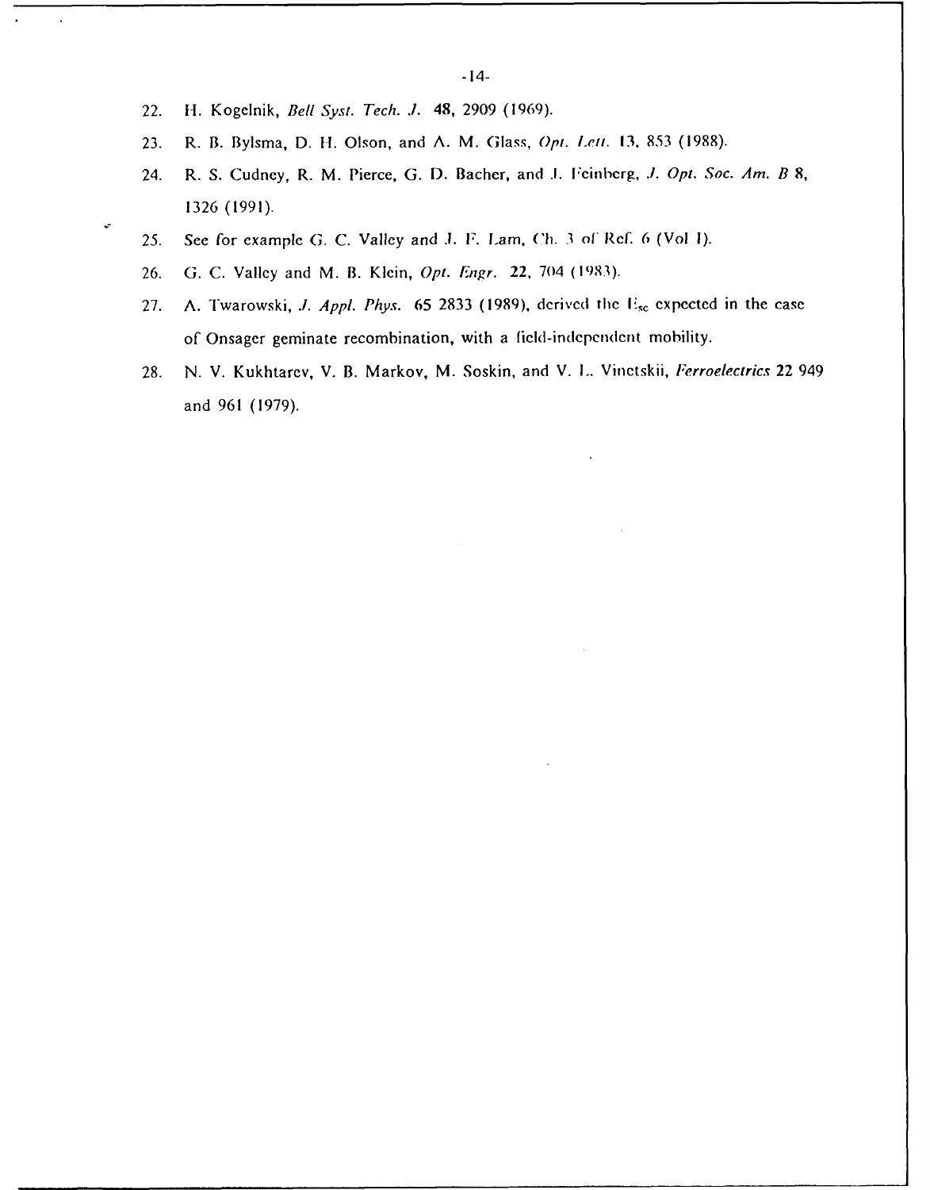22. H. Kogelnik, *Bell Syst. Tech. J.* **48**, 2909 (1969).
23. R. B. Bylsma, D. H. Olson, and A. M. Glass, *Opt. Lett.* 13, 853 (1988).
24. R. S. Cudney, R. M. Pierce, G. D. Bacher, and J. Feinberg, *J. Opt. Soc. Am. B* **8**, 1326 (1991).
25. See for example G. C. Valley and J. F. Lam, Ch. 3 of Ref. 6 (Vol I).
26. G. C. Valley and M. B. Klein, *Opt. Engr.* **22**, 704 (1983).
27. A. Twarowski, *J. Appl. Phys.* 65 2833 (1989), derived the $E_{sc}$ expected in the case of Onsager geminate recombination, with a field-independent mobility.
28. N. V. Kukhtarev, V. B. Markov, M. Soskin, and V. L. Vinetskii, *Ferroelectrics* **22** 949 and 961 (1979).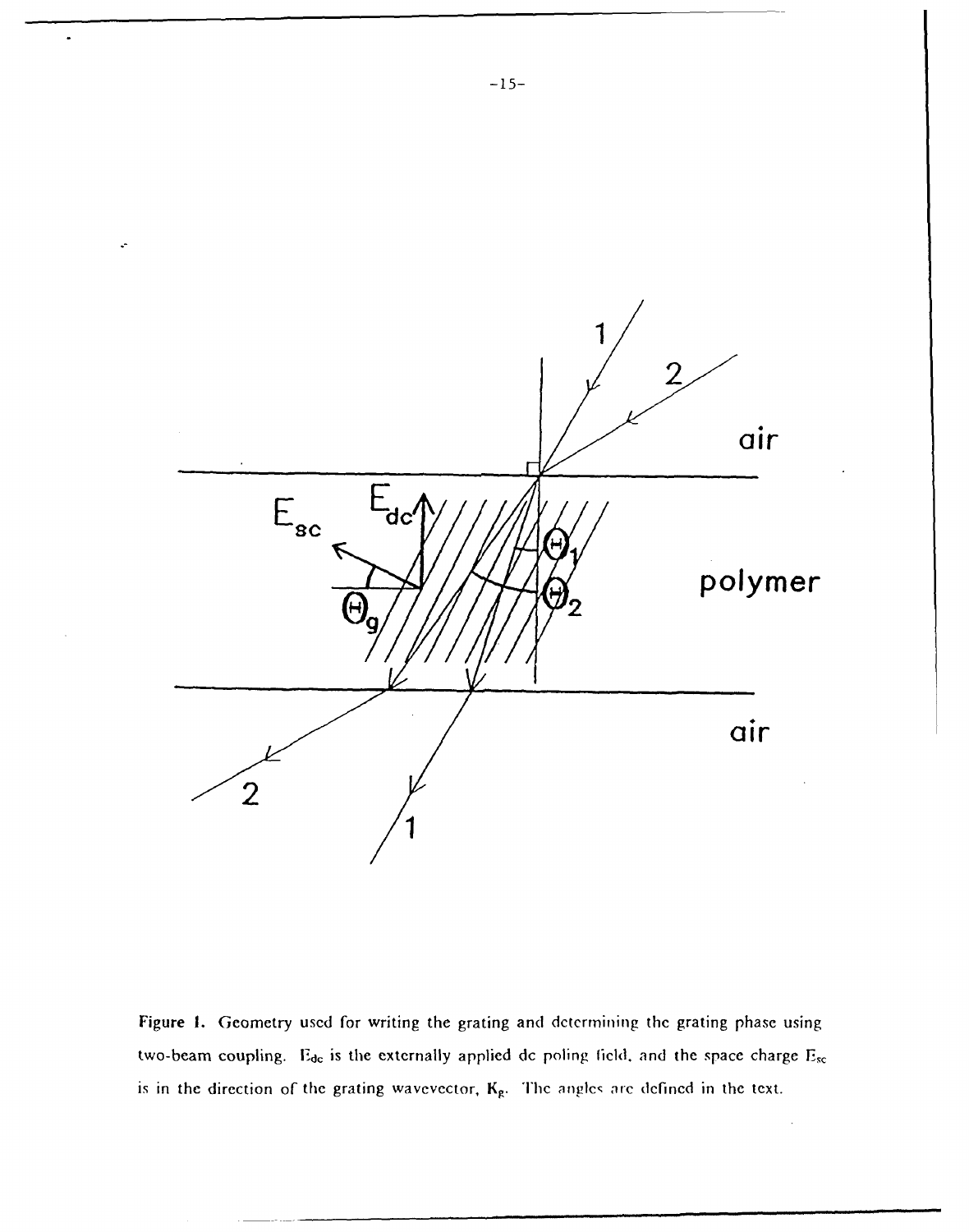**Figure 1.** Geometry used for writing the grating and determining the grating phase using two-beam coupling. $E_{dc}$ is the externally applied dc poling field, and the space charge $E_{sc}$ is in the direction of the grating wavevector, $\mathbf{K}_g$. The angles are defined in the text.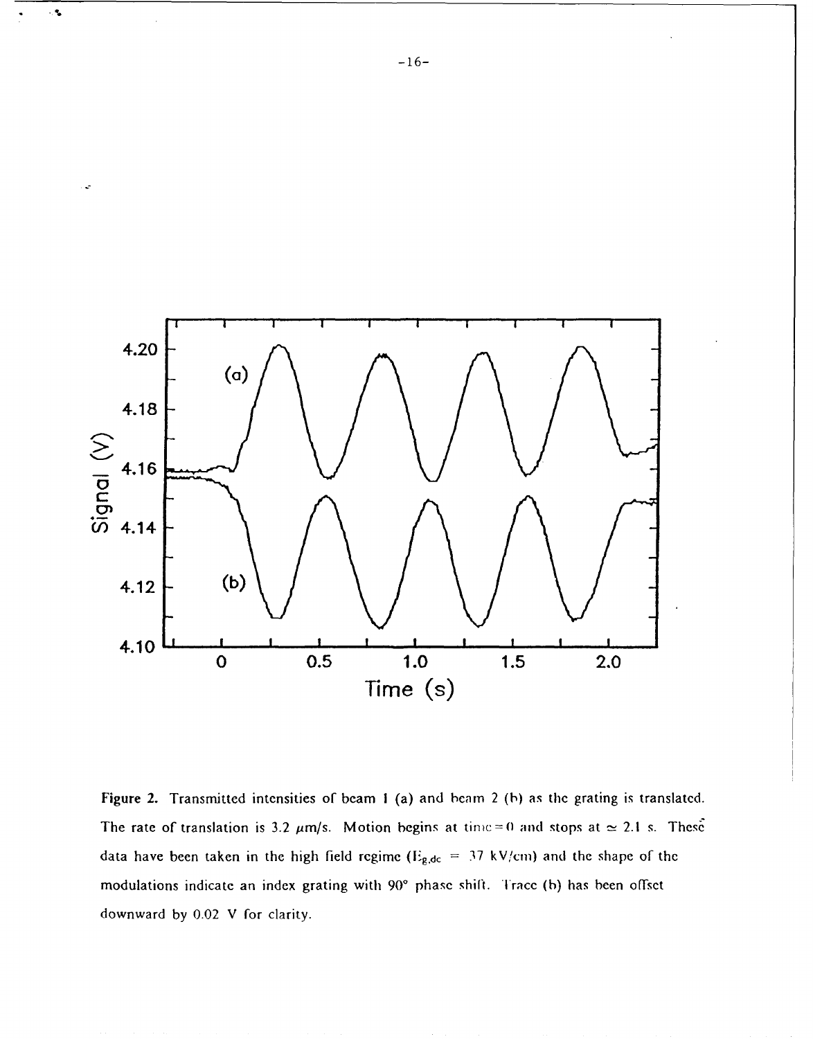4.20

4.18

4.16

4.14

4.12

4.10

Signal (V)

(a)

(b)

0

0.5

1.0

1.5

2.0

Time (s)

**Figure 2.** Transmitted intensities of beam 1 (a) and beam 2 (b) as the grating is translated. The rate of translation is 3.2 $\mu$m/s. Motion begins at time = 0 and stops at $\simeq$ 2.1 s. These data have been taken in the high field regime ($E_{g,dc}$ = 37 kV/cm) and the shape of the modulations indicate an index grating with 90° phase shift. Trace (b) has been offset downward by 0.02 V for clarity.